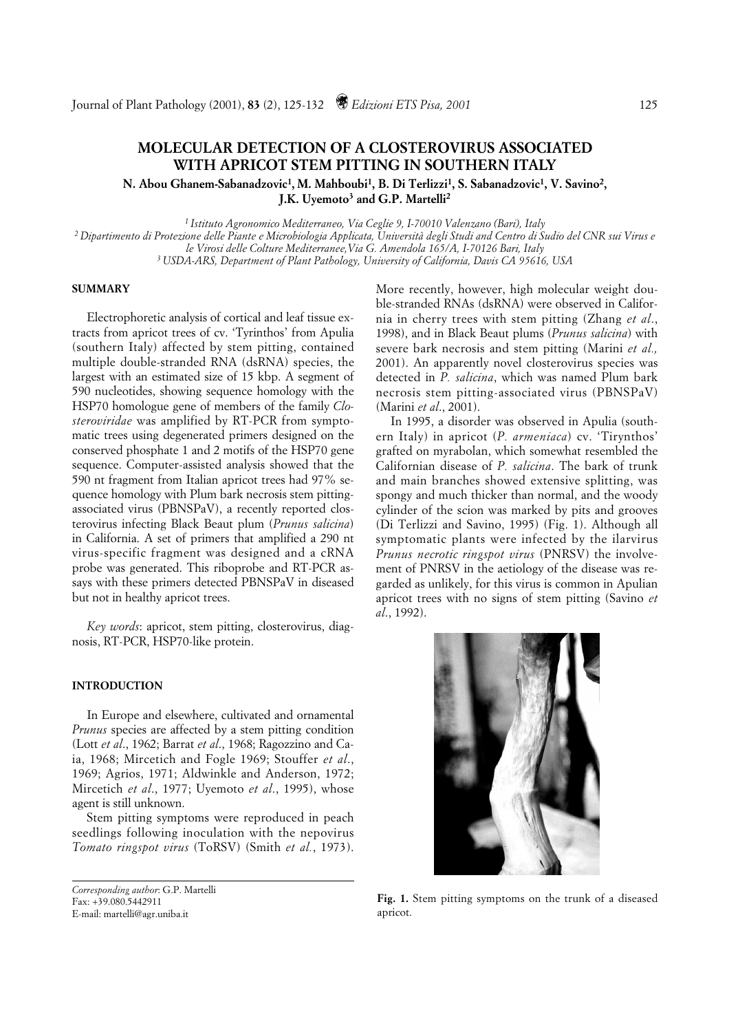# MOLECULAR DETECTION OF A CLOSTEROVIRUS ASSOCIATED WITH APRICOT STEM PITTING IN SOUTHERN ITALY

**N. Abou Ghanem-Sabanadzovic[1], M. Mahboubi[1], B. Di Terlizzi[1], S. Sabanadzovic[1], V. Savino[2], J.K. Uyemoto[3] and G.P. Martelli[2]**

[1] *Istituto Agronomico Mediterraneo, Via Ceglie 9, I-70010 Valenzano (Bari), Italy*
[2] *Dipartimento di Protezione delle Piante e Microbiologia Applicata, Università degli Studi and Centro di Sudio del CNR sui Virus e le Virosi delle Colture Mediterranee,Via G. Amendola 165/A, I-70126 Bari, Italy*
[3] *USDA-ARS, Department of Plant Pathology, University of California, Davis CA 95616, USA*

## SUMMARY

Electrophoretic analysis of cortical and leaf tissue extracts from apricot trees of cv. 'Tyrinthos' from Apulia (southern Italy) affected by stem pitting, contained multiple double-stranded RNA (dsRNA) species, the largest with an estimated size of 15 kbp. A segment of 590 nucleotides, showing sequence homology with the HSP70 homologue gene of members of the family *Closteroviridae* was amplified by RT-PCR from symptomatic trees using degenerated primers designed on the conserved phosphate 1 and 2 motifs of the HSP70 gene sequence. Computer-assisted analysis showed that the 590 nt fragment from Italian apricot trees had 97% sequence homology with Plum bark necrosis stem pitting-associated virus (PBNSPaV), a recently reported closterovirus infecting Black Beaut plum (*Prunus salicina*) in California. A set of primers that amplified a 290 nt virus-specific fragment was designed and a cRNA probe was generated. This riboprobe and RT-PCR assays with these primers detected PBNSPaV in diseased but not in healthy apricot trees.

*Key words*: apricot, stem pitting, closterovirus, diagnosis, RT-PCR, HSP70-like protein.

## INTRODUCTION

In Europe and elsewhere, cultivated and ornamental *Prunus* species are affected by a stem pitting condition (Lott *et al*., 1962; Barrat *et al*., 1968; Ragozzino and Caia, 1968; Mircetich and Fogle 1969; Stouffer *et al*., 1969; Agrios, 1971; Aldwinkle and Anderson, 1972; Mircetich *et al*., 1977; Uyemoto *et al*., 1995), whose agent is still unknown.

Stem pitting symptoms were reproduced in peach seedlings following inoculation with the nepovirus *Tomato ringspot virus* (ToRSV) (Smith *et al.*, 1973). More recently, however, high molecular weight double-stranded RNAs (dsRNA) were observed in California in cherry trees with stem pitting (Zhang *et al*., 1998), and in Black Beaut plums (*Prunus salicina*) with severe bark necrosis and stem pitting (Marini *et al.,* 2001). An apparently novel closterovirus species was detected in *P. salicina*, which was named Plum bark necrosis stem pitting-associated virus (PBNSPaV) (Marini *et al*., 2001).

In 1995, a disorder was observed in Apulia (southern Italy) in apricot (*P. armeniaca*) cv. 'Tirynthos' grafted on myrabolan, which somewhat resembled the Californian disease of *P. salicina*. The bark of trunk and main branches showed extensive splitting, was spongy and much thicker than normal, and the woody cylinder of the scion was marked by pits and grooves (Di Terlizzi and Savino, 1995) (Fig. 1). Although all symptomatic plants were infected by the ilarvirus *Prunus necrotic ringspot virus* (PNRSV) the involvement of PNRSV in the aetiology of the disease was regarded as unlikely, for this virus is common in Apulian apricot trees with no signs of stem pitting (Savino *et al*., 1992).

**Fig. 1.** Stem pitting symptoms on the trunk of a diseased apricot.

*Corresponding author*: G.P. Martelli
Fax: +39.080.5442911
E-mail: martelli@agr.uniba.it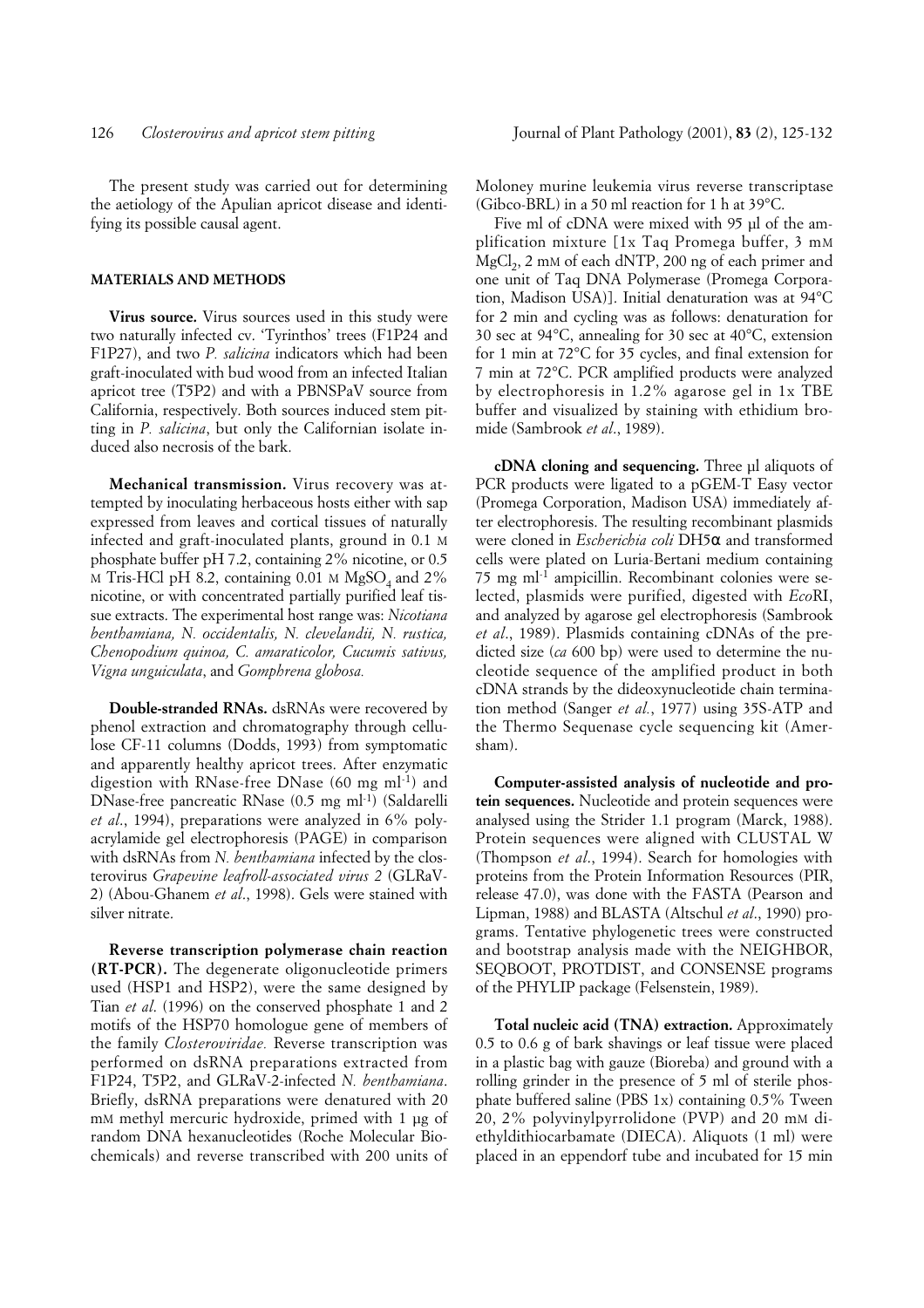The present study was carried out for determining the aetiology of the Apulian apricot disease and identifying its possible causal agent.

## MATERIALS AND METHODS

**Virus source.** Virus sources used in this study were two naturally infected cv. 'Tyrinthos' trees (F1P24 and F1P27), and two *P. salicina* indicators which had been graft-inoculated with bud wood from an infected Italian apricot tree (T5P2) and with a PBNSPaV source from California, respectively. Both sources induced stem pitting in *P. salicina*, but only the Californian isolate induced also necrosis of the bark.

**Mechanical transmission.** Virus recovery was attempted by inoculating herbaceous hosts either with sap expressed from leaves and cortical tissues of naturally infected and graft-inoculated plants, ground in 0.1 M phosphate buffer pH 7.2, containing 2% nicotine, or 0.5 M Tris-HCl pH 8.2, containing 0.01 M $MgSO_4$ and 2% nicotine, or with concentrated partially purified leaf tissue extracts. The experimental host range was: *Nicotiana benthamiana, N. occidentalis, N. clevelandii, N. rustica, Chenopodium quinoa, C. amaraticolor, Cucumis sativus, Vigna unguiculata*, and *Gomphrena globosa.*

**Double-stranded RNAs.** dsRNAs were recovered by phenol extraction and chromatography through cellulose CF-11 columns (Dodds, 1993) from symptomatic and apparently healthy apricot trees. After enzymatic digestion with RNase-free DNase (60 mg ml$^{-1}$) and DNase-free pancreatic RNase (0.5 mg ml$^{-1}$) (Saldarelli *et al*., 1994), preparations were analyzed in 6% polyacrylamide gel electrophoresis (PAGE) in comparison with dsRNAs from *N. benthamiana* infected by the closterovirus *Grapevine leafroll-associated virus 2* (GLRaV-2) (Abou-Ghanem *et al*., 1998). Gels were stained with silver nitrate.

**Reverse transcription polymerase chain reaction (RT-PCR).** The degenerate oligonucleotide primers used (HSP1 and HSP2), were the same designed by Tian *et al*. (1996) on the conserved phosphate 1 and 2 motifs of the HSP70 homologue gene of members of the family *Closteroviridae.* Reverse transcription was performed on dsRNA preparations extracted from F1P24, T5P2, and GLRaV-2-infected *N. benthamiana*. Briefly, dsRNA preparations were denatured with 20 mM methyl mercuric hydroxide, primed with 1 µg of random DNA hexanucleotides (Roche Molecular Biochemicals) and reverse transcribed with 200 units of Moloney murine leukemia virus reverse transcriptase (Gibco-BRL) in a 50 ml reaction for 1 h at 39°C.

Five ml of cDNA were mixed with 95 µl of the amplification mixture [1x Taq Promega buffer, 3 mM $MgCl_2$, 2 mM of each dNTP, 200 ng of each primer and one unit of Taq DNA Polymerase (Promega Corporation, Madison USA)]. Initial denaturation was at 94°C for 2 min and cycling was as follows: denaturation for 30 sec at 94°C, annealing for 30 sec at 40°C, extension for 1 min at 72°C for 35 cycles, and final extension for 7 min at 72°C. PCR amplified products were analyzed by electrophoresis in 1.2% agarose gel in 1x TBE buffer and visualized by staining with ethidium bromide (Sambrook *et al*., 1989).

**cDNA cloning and sequencing.** Three µl aliquots of PCR products were ligated to a pGEM-T Easy vector (Promega Corporation, Madison USA) immediately after electrophoresis. The resulting recombinant plasmids were cloned in *Escherichia coli* DH5α and transformed cells were plated on Luria-Bertani medium containing 75 mg ml$^{-1}$ ampicillin. Recombinant colonies were selected, plasmids were purified, digested with *Eco*RI, and analyzed by agarose gel electrophoresis (Sambrook *et al*., 1989). Plasmids containing cDNAs of the predicted size (*ca* 600 bp) were used to determine the nucleotide sequence of the amplified product in both cDNA strands by the dideoxynucleotide chain termination method (Sanger *et al.*, 1977) using 35S-ATP and the Thermo Sequenase cycle sequencing kit (Amersham).

**Computer-assisted analysis of nucleotide and protein sequences.** Nucleotide and protein sequences were analysed using the Strider 1.1 program (Marck, 1988). Protein sequences were aligned with CLUSTAL W (Thompson *et al*., 1994). Search for homologies with proteins from the Protein Information Resources (PIR, release 47.0), was done with the FASTA (Pearson and Lipman, 1988) and BLASTA (Altschul *et al*., 1990) programs. Tentative phylogenetic trees were constructed and bootstrap analysis made with the NEIGHBOR, SEQBOOT, PROTDIST, and CONSENSE programs of the PHYLIP package (Felsenstein, 1989).

**Total nucleic acid (TNA) extraction.** Approximately 0.5 to 0.6 g of bark shavings or leaf tissue were placed in a plastic bag with gauze (Bioreba) and ground with a rolling grinder in the presence of 5 ml of sterile phosphate buffered saline (PBS 1x) containing 0.5% Tween 20, 2% polyvinylpyrrolidone (PVP) and 20 mM diethyldithiocarbamate (DIECA). Aliquots (1 ml) were placed in an eppendorf tube and incubated for 15 min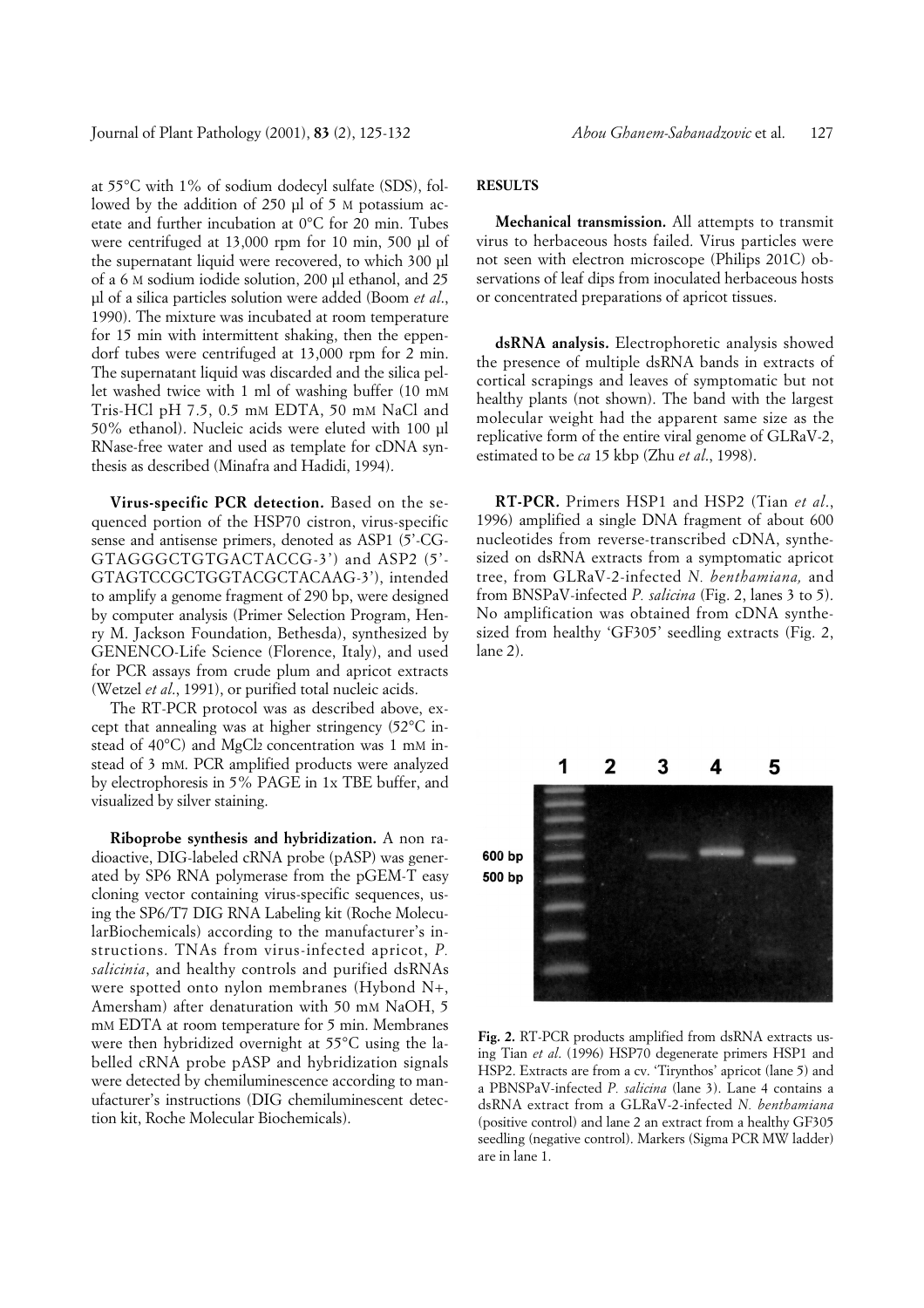at 55°C with 1% of sodium dodecyl sulfate (SDS), followed by the addition of 250 µl of 5 M potassium acetate and further incubation at 0°C for 20 min. Tubes were centrifuged at 13,000 rpm for 10 min, 500 µl of the supernatant liquid were recovered, to which 300 µl of a 6 M sodium iodide solution, 200 µl ethanol, and 25 µl of a silica particles solution were added (Boom *et al.*, 1990). The mixture was incubated at room temperature for 15 min with intermittent shaking, then the eppendorf tubes were centrifuged at 13,000 rpm for 2 min. The supernatant liquid was discarded and the silica pellet washed twice with 1 ml of washing buffer (10 mM Tris-HCl pH 7.5, 0.5 mM EDTA, 50 mM NaCl and 50% ethanol). Nucleic acids were eluted with 100 µl RNase-free water and used as template for cDNA synthesis as described (Minafra and Hadidi, 1994).

**Virus-specific PCR detection.** Based on the sequenced portion of the HSP70 cistron, virus-specific sense and antisense primers, denoted as ASP1 (5'-CG-GTAGGGCTGTGACTACCG-3') and ASP2 (5'-GTAGTCCGCTGGTACGCTACAAG-3'), intended to amplify a genome fragment of 290 bp, were designed by computer analysis (Primer Selection Program, Henry M. Jackson Foundation, Bethesda), synthesized by GENENCO-Life Science (Florence, Italy), and used for PCR assays from crude plum and apricot extracts (Wetzel *et al.*, 1991), or purified total nucleic acids.

The RT-PCR protocol was as described above, except that annealing was at higher stringency (52°C instead of 40°C) and $MgCl_2$ concentration was 1 mM instead of 3 mM. PCR amplified products were analyzed by electrophoresis in 5% PAGE in 1x TBE buffer, and visualized by silver staining.

**Riboprobe synthesis and hybridization.** A non radioactive, DIG-labeled cRNA probe (pASP) was generated by SP6 RNA polymerase from the pGEM-T easy cloning vector containing virus-specific sequences, using the SP6/T7 DIG RNA Labeling kit (Roche MolecularBiochemicals) according to the manufacturer's instructions. TNAs from virus-infected apricot, *P. salicinia*, and healthy controls and purified dsRNAs were spotted onto nylon membranes (Hybond N+, Amersham) after denaturation with 50 mM NaOH, 5 mM EDTA at room temperature for 5 min. Membranes were then hybridized overnight at 55°C using the labelled cRNA probe pASP and hybridization signals were detected by chemiluminescence according to manufacturer's instructions (DIG chemiluminescent detection kit, Roche Molecular Biochemicals).

## RESULTS

**Mechanical transmission.** All attempts to transmit virus to herbaceous hosts failed. Virus particles were not seen with electron microscope (Philips 201C) observations of leaf dips from inoculated herbaceous hosts or concentrated preparations of apricot tissues.

**dsRNA analysis.** Electrophoretic analysis showed the presence of multiple dsRNA bands in extracts of cortical scrapings and leaves of symptomatic but not healthy plants (not shown). The band with the largest molecular weight had the apparent same size as the replicative form of the entire viral genome of GLRaV-2, estimated to be *ca* 15 kbp (Zhu *et al.*, 1998).

**RT-PCR.** Primers HSP1 and HSP2 (Tian *et al.*, 1996) amplified a single DNA fragment of about 600 nucleotides from reverse-transcribed cDNA, synthesized on dsRNA extracts from a symptomatic apricot tree, from GLRaV-2-infected *N. benthamiana,* and from BNSPaV-infected *P. salicina* (Fig. 2, lanes 3 to 5). No amplification was obtained from cDNA synthesized from healthy 'GF305' seedling extracts (Fig. 2, lane 2).

**Fig. 2.** RT-PCR products amplified from dsRNA extracts using Tian *et al.* (1996) HSP70 degenerate primers HSP1 and HSP2. Extracts are from a cv. 'Tirynthos' apricot (lane 5) and a PBNSPaV-infected *P. salicina* (lane 3). Lane 4 contains a dsRNA extract from a GLRaV-2-infected *N. benthamiana* (positive control) and lane 2 an extract from a healthy GF305 seedling (negative control). Markers (Sigma PCR MW ladder) are in lane 1.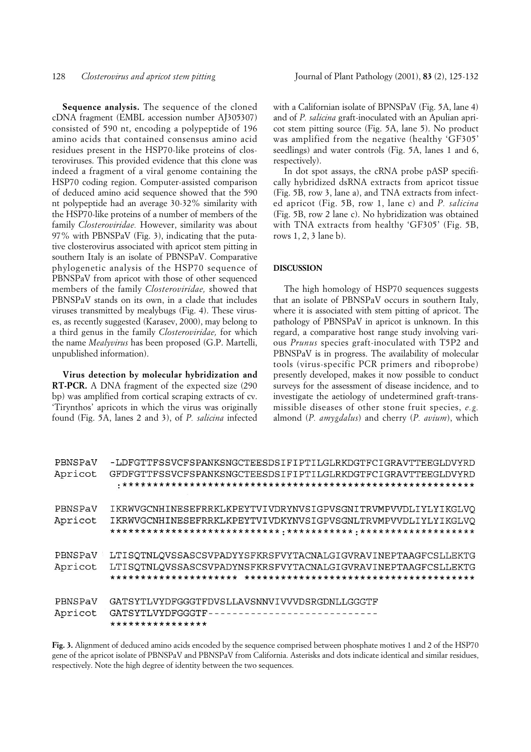**Sequence analysis.** The sequence of the cloned cDNA fragment (EMBL accession number AJ305307) consisted of 590 nt, encoding a polypeptide of 196 amino acids that contained consensus amino acid residues present in the HSP70-like proteins of closteroviruses. This provided evidence that this clone was indeed a fragment of a viral genome containing the HSP70 coding region. Computer-assisted comparison of deduced amino acid sequence showed that the 590 nt polypeptide had an average 30-32% similarity with the HSP70-like proteins of a number of members of the family *Closteroviridae.* However, similarity was about 97% with PBNSPaV (Fig. 3), indicating that the putative closterovirus associated with apricot stem pitting in southern Italy is an isolate of PBNSPaV. Comparative phylogenetic analysis of the HSP70 sequence of PBNSPaV from apricot with those of other sequenced members of the family *Closteroviridae,* showed that PBNSPaV stands on its own, in a clade that includes viruses transmitted by mealybugs (Fig. 4). These viruses, as recently suggested (Karasev, 2000), may belong to a third genus in the family *Closteroviridae,* for which the name *Mealyvirus* has been proposed (G.P. Martelli, unpublished information).

**Virus detection by molecular hybridization and RT-PCR.** A DNA fragment of the expected size (290 bp) was amplified from cortical scraping extracts of cv. 'Tirynthos' apricots in which the virus was originally found (Fig. 5A, lanes 2 and 3), of *P. salicina* infected with a Californian isolate of BPNSPaV (Fig. 5A, lane 4) and of *P. salicina* graft-inoculated with an Apulian apricot stem pitting source (Fig. 5A, lane 5). No product was amplified from the negative (healthy 'GF305' seedlings) and water controls (Fig. 5A, lanes 1 and 6, respectively).

In dot spot assays, the cRNA probe pASP specifically hybridized dsRNA extracts from apricot tissue (Fig. 5B, row 3, lane a), and TNA extracts from infected apricot (Fig. 5B, row 1, lane c) and *P. salicina* (Fig. 5B, row 2 lane c). No hybridization was obtained with TNA extracts from healthy 'GF305' (Fig. 5B, rows 1, 2, 3 lane b).

## DISCUSSION

The high homology of HSP70 sequences suggests that an isolate of PBNSPaV occurs in southern Italy, where it is associated with stem pitting of apricot. The pathology of PBNSPaV in apricot is unknown. In this regard, a comparative host range study involving various *Prunus* species graft-inoculated with T5P2 and PBNSPaV is in progress. The availability of molecular tools (virus-specific PCR primers and riboprobe) presently developed, makes it now possible to conduct surveys for the assessment of disease incidence, and to investigate the aetiology of undetermined graft-transmissible diseases of other stone fruit species, *e.g.* almond (*P. amygdalus*) and cherry (*P. avium*), which

```
PBNSPaV  -LDFGTTFSSVCFSPANKSNGCTEESDSIFIPTILGLRKDGTFCIGRAVTTEEGLDVYRD
Apricot  GFDFGTTFSSVCFSPANKSNGCTEESDSIFIPTILGLRKDGTFCIGRAVTTEEGLDVYRD
          :**********************************************************

PBNSPaV  IKRWVGCNHINESEFRRKLKPEYTVIVDRYNVSIGPVSGNITRVMPVVDLIYLYIKGLVQ
Apricot  IKRWVGCNHINESEFRRKLKPEYTVIVDKYNVSIGPVSGNLTRVMPVVDLIYLYIKGLVQ
         ****************************:***********:*******************

PBNSPaV  LTISQTNLQVSSASCSVPADYYSFKRSFVYTACNALGIGVRAVINEPTAAGFCSLLEKTG
Apricot  LTISQTNLQVSSASCSVPADYNSFKRSFVYTACNALGIGVRAVINEPTAAGFCSLLEKTG
         ********************* **************************************

PBNSPaV  GATSYTLVYDFGGGTFDVSLLAVSNNVIVVVDSRGDNLLGGGTF
Apricot  GATSYTLVYDFGGGTF----------------------------
         ****************
```

**Fig. 3.** Alignment of deduced amino acids encoded by the sequence comprised between phosphate motives 1 and 2 of the HSP70 gene of the apricot isolate of PBNSPaV and PBNSPaV from California. Asterisks and dots indicate identical and similar residues, respectively. Note the high degree of identity between the two sequences.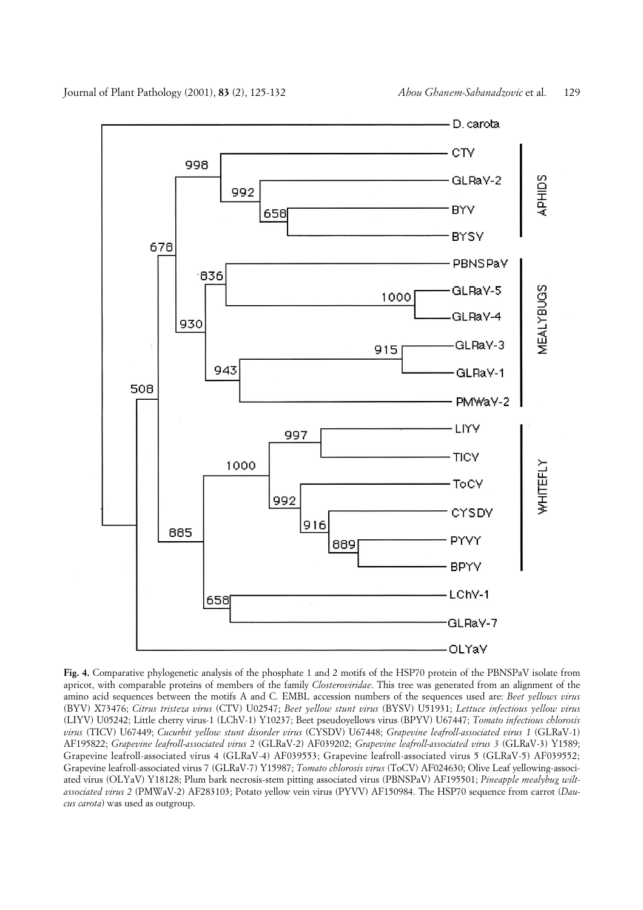**Fig. 4.** Comparative phylogenetic analysis of the phosphate 1 and 2 motifs of the HSP70 protein of the PBNSPaV isolate from apricot, with comparable proteins of members of the family *Closteroviridae*. This tree was generated from an alignment of the amino acid sequences between the motifs A and C. EMBL accession numbers of the sequences used are: *Beet yellows virus* (BYV) X73476; *Citrus tristeza virus* (CTV) U02547; *Beet yellow stunt virus* (BYSV) U51931; *Lettuce infectious yellow virus* (LIYV) U05242; Little cherry virus-1 (LChV-1) Y10237; Beet pseudoyellows virus (BPYV) U67447; *Tomato infectious chlorosis virus* (TICV) U67449; *Cucurbit yellow stunt disorder virus* (CYSDV) U67448; *Grapevine leafroll-associated virus 1* (GLRaV-1) AF195822; *Grapevine leafroll-associated virus 2* (GLRaV-2) AF039202; *Grapevine leafroll-associated virus 3* (GLRaV-3) Y1589; Grapevine leafroll-associated virus 4 (GLRaV-4) AF039553; Grapevine leafroll-associated virus 5 (GLRaV-5) AF039552; Grapevine leafroll-associated virus 7 (GLRaV-7) Y15987; *Tomato chlorosis virus* (ToCV) AF024630; Olive Leaf yellowing-associated virus (OLYaV) Y18128; Plum bark necrosis-stem pitting associated virus (PBNSPaV) AF195501; *Pineapple mealybug wilt-associated virus 2* (PMWaV-2) AF283103; Potato yellow vein virus (PYVV) AF150984. The HSP70 sequence from carrot (*Daucus carota*) was used as outgroup.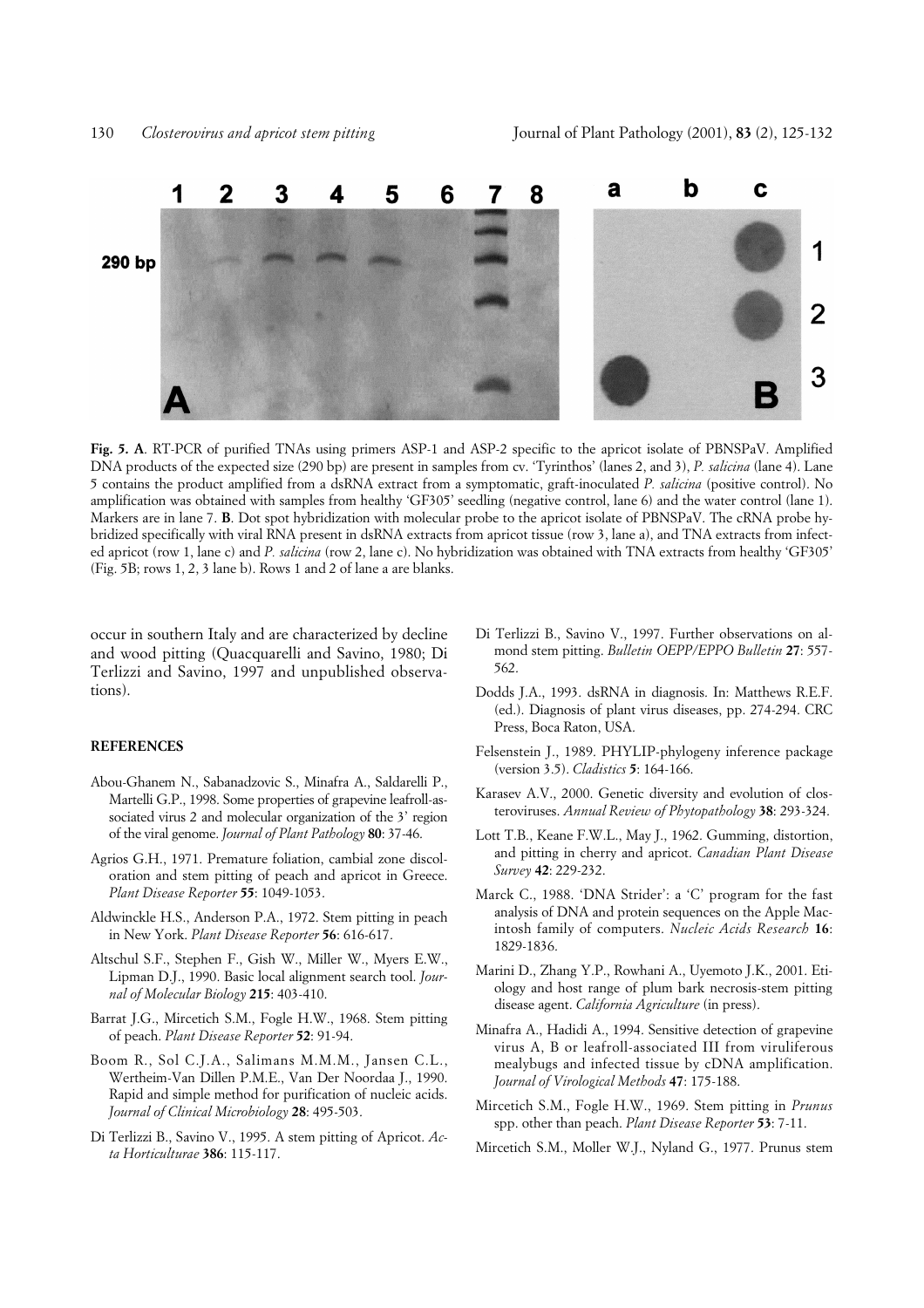**Fig. 5. A**. RT-PCR of purified TNAs using primers ASP-1 and ASP-2 specific to the apricot isolate of PBNSPaV. Amplified DNA products of the expected size (290 bp) are present in samples from cv. 'Tyrinthos' (lanes 2, and 3), *P. salicina* (lane 4). Lane 5 contains the product amplified from a dsRNA extract from a symptomatic, graft-inoculated *P. salicina* (positive control). No amplification was obtained with samples from healthy 'GF305' seedling (negative control, lane 6) and the water control (lane 1). Markers are in lane 7. **B**. Dot spot hybridization with molecular probe to the apricot isolate of PBNSPaV. The cRNA probe hybridized specifically with viral RNA present in dsRNA extracts from apricot tissue (row 3, lane a), and TNA extracts from infected apricot (row 1, lane c) and *P. salicina* (row 2, lane c). No hybridization was obtained with TNA extracts from healthy 'GF305' (Fig. 5B; rows 1, 2, 3 lane b). Rows 1 and 2 of lane a are blanks.

occur in southern Italy and are characterized by decline and wood pitting (Quacquarelli and Savino, 1980; Di Terlizzi and Savino, 1997 and unpublished observations).

## REFERENCES

Abou-Ghanem N., Sabanadzovic S., Minafra A., Saldarelli P., Martelli G.P., 1998. Some properties of grapevine leafroll-associated virus 2 and molecular organization of the 3' region of the viral genome. *Journal of Plant Pathology* **80**: 37-46.

Agrios G.H., 1971. Premature foliation, cambial zone discoloration and stem pitting of peach and apricot in Greece. *Plant Disease Reporter* **55**: 1049-1053.

Aldwinckle H.S., Anderson P.A., 1972. Stem pitting in peach in New York. *Plant Disease Reporter* **56**: 616-617.

Altschul S.F., Stephen F., Gish W., Miller W., Myers E.W., Lipman D.J., 1990. Basic local alignment search tool. *Journal of Molecular Biology* **215**: 403-410.

Barrat J.G., Mircetich S.M., Fogle H.W., 1968. Stem pitting of peach. *Plant Disease Reporter* **52**: 91-94.

Boom R., Sol C.J.A., Salimans M.M.M., Jansen C.L., Wertheim-Van Dillen P.M.E., Van Der Noordaa J., 1990. Rapid and simple method for purification of nucleic acids. *Journal of Clinical Microbiology* **28**: 495-503.

Di Terlizzi B., Savino V., 1995. A stem pitting of Apricot. *Acta Horticulturae* **386**: 115-117.

Di Terlizzi B., Savino V., 1997. Further observations on almond stem pitting. *Bulletin OEPP/EPPO Bulletin* **27**: 557-562.

Dodds J.A., 1993. dsRNA in diagnosis. In: Matthews R.E.F. (ed.). Diagnosis of plant virus diseases, pp. 274-294. CRC Press, Boca Raton, USA.

Felsenstein J., 1989. PHYLIP-phylogeny inference package (version 3.5). *Cladistics* **5**: 164-166.

Karasev A.V., 2000. Genetic diversity and evolution of closteroviruses. *Annual Review of Phytopathology* **38**: 293-324.

Lott T.B., Keane F.W.L., May J., 1962. Gumming, distortion, and pitting in cherry and apricot. *Canadian Plant Disease Survey* **42**: 229-232.

Marck C., 1988. 'DNA Strider': a 'C' program for the fast analysis of DNA and protein sequences on the Apple Macintosh family of computers. *Nucleic Acids Research* **16**: 1829-1836.

Marini D., Zhang Y.P., Rowhani A., Uyemoto J.K., 2001. Etiology and host range of plum bark necrosis-stem pitting disease agent. *California Agriculture* (in press).

Minafra A., Hadidi A., 1994. Sensitive detection of grapevine virus A, B or leafroll-associated III from viruliferous mealybugs and infected tissue by cDNA amplification. *Journal of Virological Methods* **47**: 175-188.

Mircetich S.M., Fogle H.W., 1969. Stem pitting in *Prunus* spp. other than peach. *Plant Disease Reporter* **53**: 7-11.

Mircetich S.M., Moller W.J., Nyland G., 1977. Prunus stem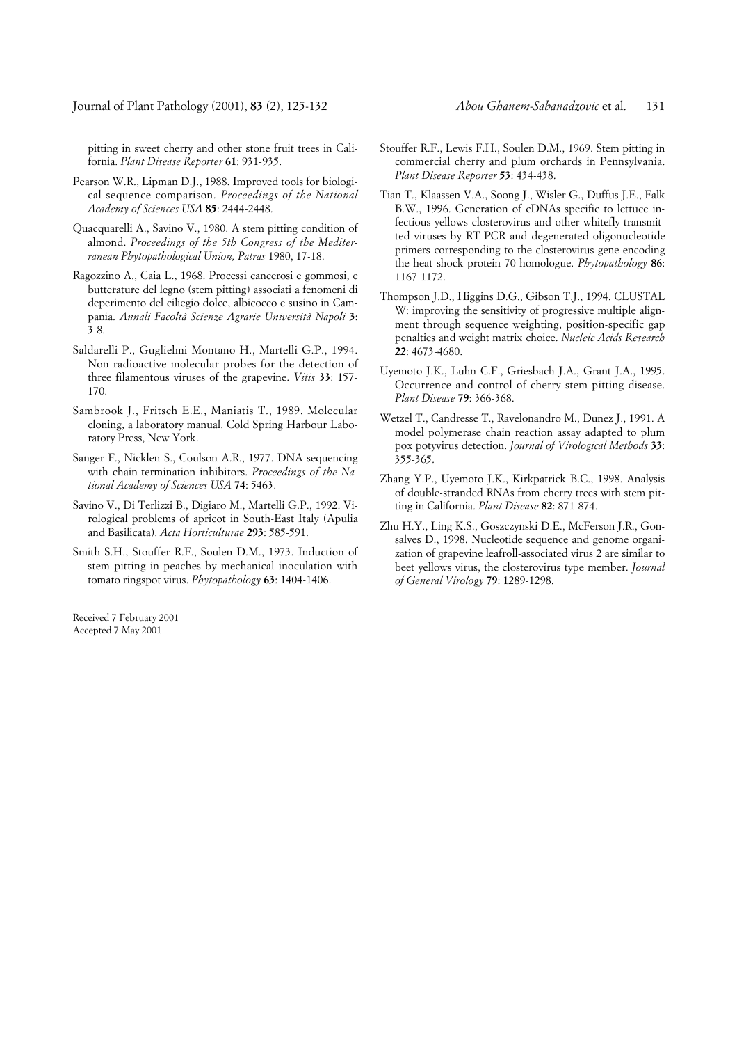pitting in sweet cherry and other stone fruit trees in California. *Plant Disease Reporter* **61**: 931-935.

Pearson W.R., Lipman D.J., 1988. Improved tools for biological sequence comparison. *Proceedings of the National Academy of Sciences USA* **85**: 2444-2448.

Quacquarelli A., Savino V., 1980. A stem pitting condition of almond. *Proceedings of the 5th Congress of the Mediterranean Phytopathological Union, Patras* 1980, 17-18.

Ragozzino A., Caia L., 1968. Processi cancerosi e gommosi, e butterature del legno (stem pitting) associati a fenomeni di deperimento del ciliegio dolce, albicocco e susino in Campania. *Annali Facoltà Scienze Agrarie Università Napoli* **3**: 3-8.

Saldarelli P., Guglielmi Montano H., Martelli G.P., 1994. Non-radioactive molecular probes for the detection of three filamentous viruses of the grapevine. *Vitis* **33**: 157-170.

Sambrook J., Fritsch E.E., Maniatis T., 1989. Molecular cloning, a laboratory manual. Cold Spring Harbour Laboratory Press, New York.

Sanger F., Nicklen S., Coulson A.R., 1977. DNA sequencing with chain-termination inhibitors. *Proceedings of the National Academy of Sciences USA* **74**: 5463.

Savino V., Di Terlizzi B., Digiaro M., Martelli G.P., 1992. Virological problems of apricot in South-East Italy (Apulia and Basilicata). *Acta Horticulturae* **293**: 585-591.

Smith S.H., Stouffer R.F., Soulen D.M., 1973. Induction of stem pitting in peaches by mechanical inoculation with tomato ringspot virus. *Phytopathology* **63**: 1404-1406.

Received 7 February 2001
Accepted 7 May 2001

Stouffer R.F., Lewis F.H., Soulen D.M., 1969. Stem pitting in commercial cherry and plum orchards in Pennsylvania. *Plant Disease Reporter* **53**: 434-438.

Tian T., Klaassen V.A., Soong J., Wisler G., Duffus J.E., Falk B.W., 1996. Generation of cDNAs specific to lettuce infectious yellows closterovirus and other whitefly-transmitted viruses by RT-PCR and degenerated oligonucleotide primers corresponding to the closterovirus gene encoding the heat shock protein 70 homologue. *Phytopathology* **86**: 1167-1172.

Thompson J.D., Higgins D.G., Gibson T.J., 1994. CLUSTAL W: improving the sensitivity of progressive multiple alignment through sequence weighting, position-specific gap penalties and weight matrix choice. *Nucleic Acids Research* **22**: 4673-4680.

Uyemoto J.K., Luhn C.F., Griesbach J.A., Grant J.A., 1995. Occurrence and control of cherry stem pitting disease. *Plant Disease* **79**: 366-368.

Wetzel T., Candresse T., Ravelonandro M., Dunez J., 1991. A model polymerase chain reaction assay adapted to plum pox potyvirus detection. *Journal of Virological Methods* **33**: 355-365.

Zhang Y.P., Uyemoto J.K., Kirkpatrick B.C., 1998. Analysis of double-stranded RNAs from cherry trees with stem pitting in California. *Plant Disease* **82**: 871-874.

Zhu H.Y., Ling K.S., Goszczynski D.E., McFerson J.R., Gonsalves D., 1998. Nucleotide sequence and genome organization of grapevine leafroll-associated virus 2 are similar to beet yellows virus, the closterovirus type member. *Journal of General Virology* **79**: 1289-1298.